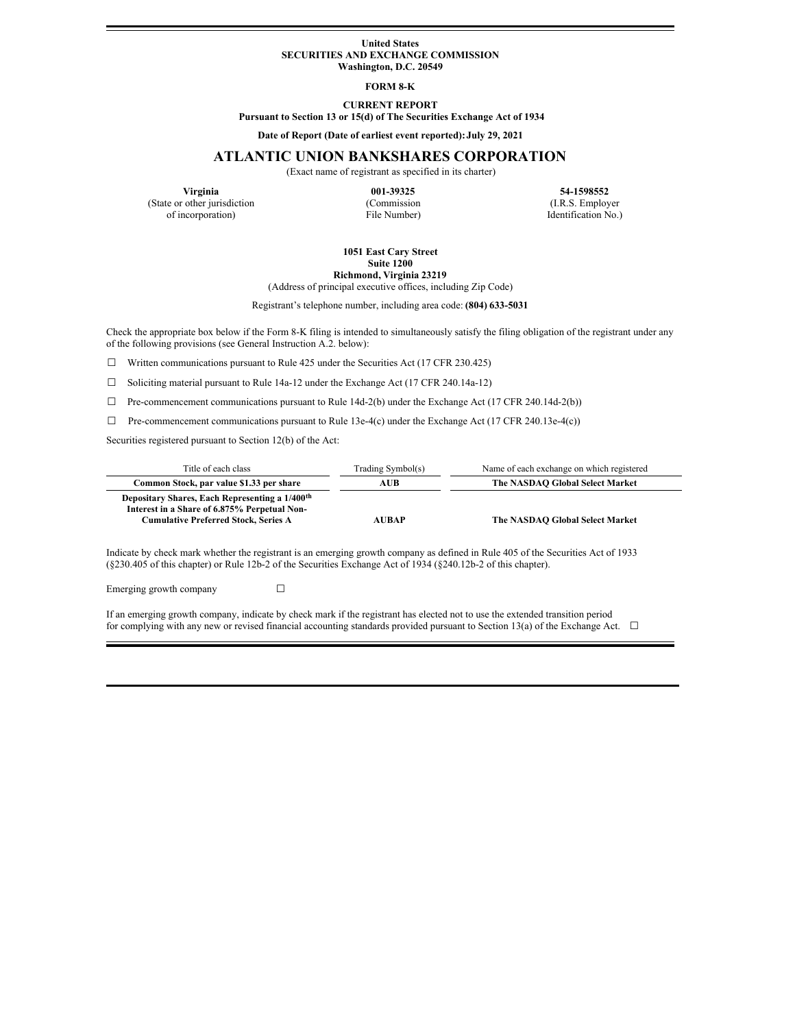**United States**
**SECURITIES AND EXCHANGE COMMISSION**
**Washington, D.C. 20549**

**FORM 8-K**

**CURRENT REPORT**
**Pursuant to Section 13 or 15(d) of The Securities Exchange Act of 1934**

**Date of Report (Date of earliest event reported): July 29, 2021**

# ATLANTIC UNION BANKSHARES CORPORATION

(Exact name of registrant as specified in its charter)

| **Virginia** | **001-39325** | **54-1598552** |
|---|---|---|
| (State or other jurisdiction of incorporation) | (Commission File Number) | (I.R.S. Employer Identification No.) |

**1051 East Cary Street**
**Suite 1200**
**Richmond, Virginia 23219**
(Address of principal executive offices, including Zip Code)

Registrant's telephone number, including area code: **(804) 633-5031**

Check the appropriate box below if the Form 8-K filing is intended to simultaneously satisfy the filing obligation of the registrant under any of the following provisions (see General Instruction A.2. below):

☐ Written communications pursuant to Rule 425 under the Securities Act (17 CFR 230.425)

☐ Soliciting material pursuant to Rule 14a-12 under the Exchange Act (17 CFR 240.14a-12)

☐ Pre-commencement communications pursuant to Rule 14d-2(b) under the Exchange Act (17 CFR 240.14d-2(b))

☐ Pre-commencement communications pursuant to Rule 13e-4(c) under the Exchange Act (17 CFR 240.13e-4(c))

Securities registered pursuant to Section 12(b) of the Act:

| Title of each class | Trading Symbol(s) | Name of each exchange on which registered |
|---|---|---|
| **Common Stock, par value $1.33 per share** | **AUB** | **The NASDAQ Global Select Market** |
| **Depositary Shares, Each Representing a 1/400th Interest in a Share of 6.875% Perpetual Non-Cumulative Preferred Stock, Series A** | **AUBAP** | **The NASDAQ Global Select Market** |

Indicate by check mark whether the registrant is an emerging growth company as defined in Rule 405 of the Securities Act of 1933 (§230.405 of this chapter) or Rule 12b-2 of the Securities Exchange Act of 1934 (§240.12b-2 of this chapter).

Emerging growth company ☐

If an emerging growth company, indicate by check mark if the registrant has elected not to use the extended transition period for complying with any new or revised financial accounting standards provided pursuant to Section 13(a) of the Exchange Act. ☐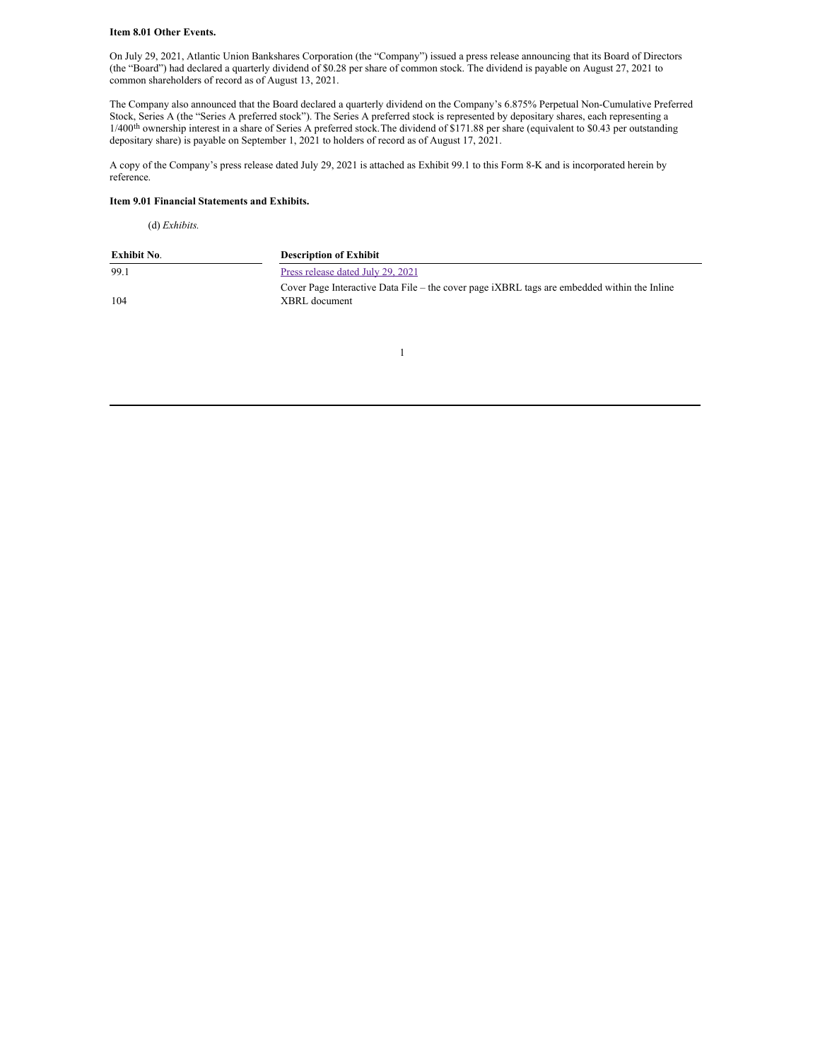**Item 8.01 Other Events.**

On July 29, 2021, Atlantic Union Bankshares Corporation (the “Company”) issued a press release announcing that its Board of Directors (the “Board”) had declared a quarterly dividend of $0.28 per share of common stock. The dividend is payable on August 27, 2021 to common shareholders of record as of August 13, 2021.

The Company also announced that the Board declared a quarterly dividend on the Company’s 6.875% Perpetual Non-Cumulative Preferred Stock, Series A (the “Series A preferred stock”). The Series A preferred stock is represented by depositary shares, each representing a 1/400th ownership interest in a share of Series A preferred stock. The dividend of $171.88 per share (equivalent to $0.43 per outstanding depositary share) is payable on September 1, 2021 to holders of record as of August 17, 2021.

A copy of the Company’s press release dated July 29, 2021 is attached as Exhibit 99.1 to this Form 8-K and is incorporated herein by reference.

**Item 9.01 Financial Statements and Exhibits.**

(d) *Exhibits.*

| Exhibit No. | Description of Exhibit |
| --- | --- |
| 99.1 | Press release dated July 29, 2021 |
| 104 | Cover Page Interactive Data File – the cover page iXBRL tags are embedded within the Inline XBRL document |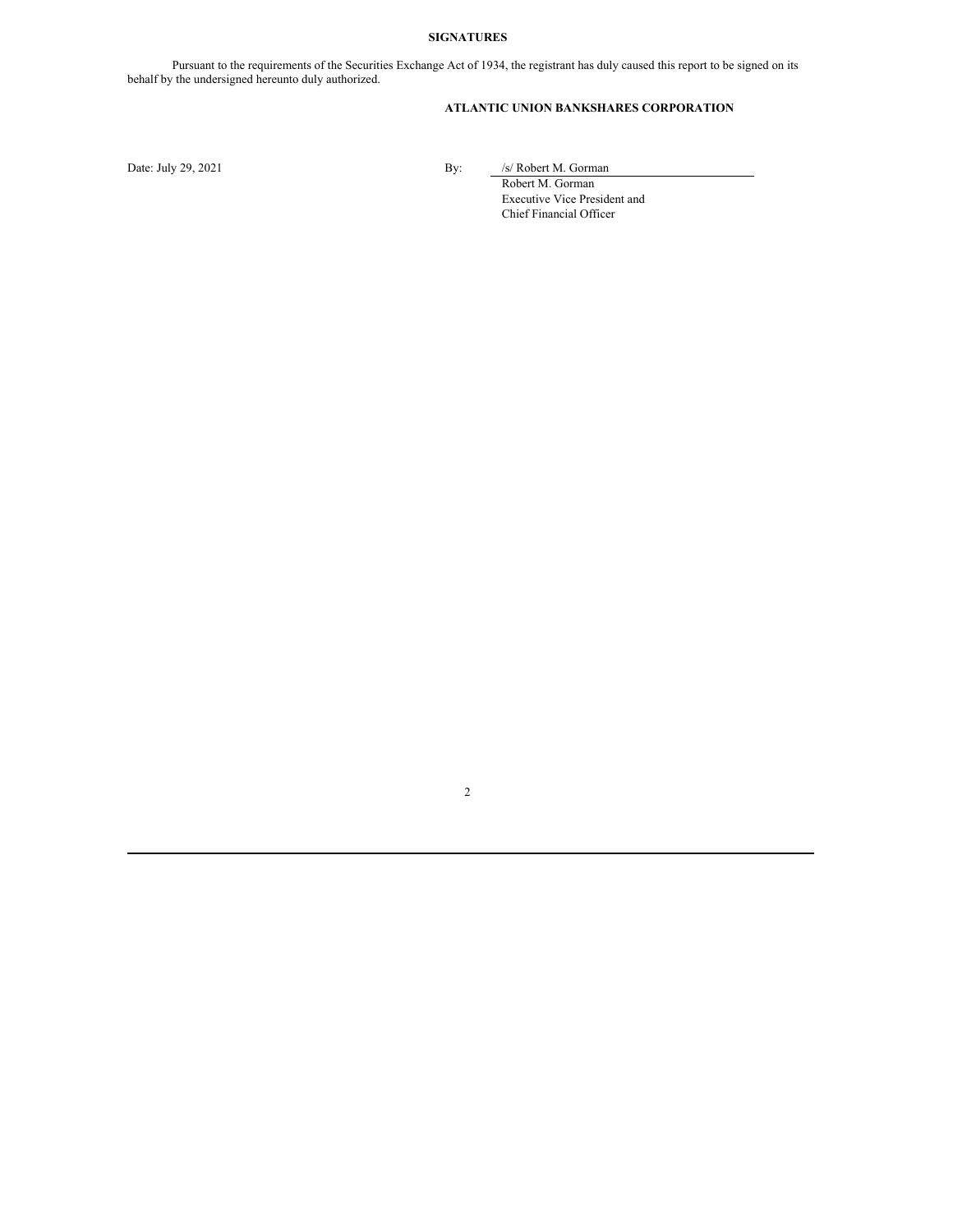## SIGNATURES

Pursuant to the requirements of the Securities Exchange Act of 1934, the registrant has duly caused this report to be signed on its behalf by the undersigned hereunto duly authorized.

**ATLANTIC UNION BANKSHARES CORPORATION**

Date: July 29, 2021

By: /s/ Robert M. Gorman
Robert M. Gorman
Executive Vice President and
Chief Financial Officer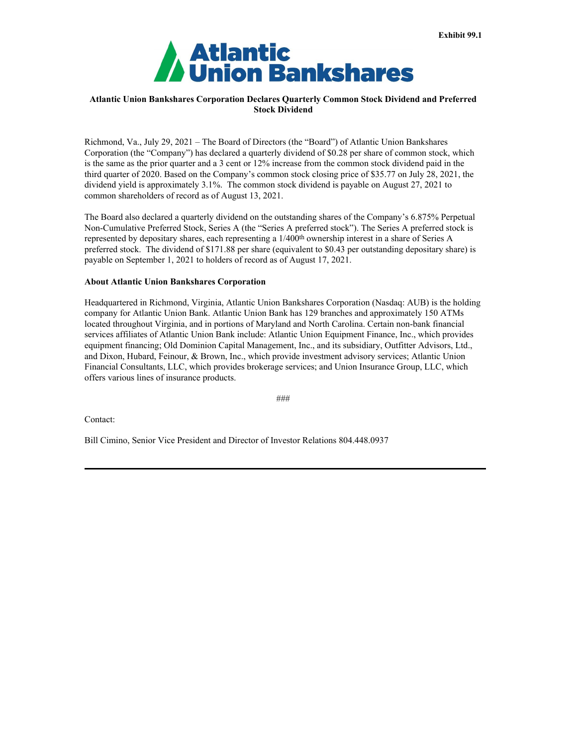**Exhibit 99.1**

Atlantic Union Bankshares

**Atlantic Union Bankshares Corporation Declares Quarterly Common Stock Dividend and Preferred Stock Dividend**

Richmond, Va., July 29, 2021 – The Board of Directors (the "Board") of Atlantic Union Bankshares Corporation (the "Company") has declared a quarterly dividend of $0.28 per share of common stock, which is the same as the prior quarter and a 3 cent or 12% increase from the common stock dividend paid in the third quarter of 2020. Based on the Company's common stock closing price of $35.77 on July 28, 2021, the dividend yield is approximately 3.1%. The common stock dividend is payable on August 27, 2021 to common shareholders of record as of August 13, 2021.

The Board also declared a quarterly dividend on the outstanding shares of the Company's 6.875% Perpetual Non-Cumulative Preferred Stock, Series A (the "Series A preferred stock"). The Series A preferred stock is represented by depositary shares, each representing a 1/400th ownership interest in a share of Series A preferred stock. The dividend of $171.88 per share (equivalent to $0.43 per outstanding depositary share) is payable on September 1, 2021 to holders of record as of August 17, 2021.

**About Atlantic Union Bankshares Corporation**

Headquartered in Richmond, Virginia, Atlantic Union Bankshares Corporation (Nasdaq: AUB) is the holding company for Atlantic Union Bank. Atlantic Union Bank has 129 branches and approximately 150 ATMs located throughout Virginia, and in portions of Maryland and North Carolina. Certain non-bank financial services affiliates of Atlantic Union Bank include: Atlantic Union Equipment Finance, Inc., which provides equipment financing; Old Dominion Capital Management, Inc., and its subsidiary, Outfitter Advisors, Ltd., and Dixon, Hubard, Feinour, & Brown, Inc., which provide investment advisory services; Atlantic Union Financial Consultants, LLC, which provides brokerage services; and Union Insurance Group, LLC, which offers various lines of insurance products.

###

Contact:

Bill Cimino, Senior Vice President and Director of Investor Relations 804.448.0937